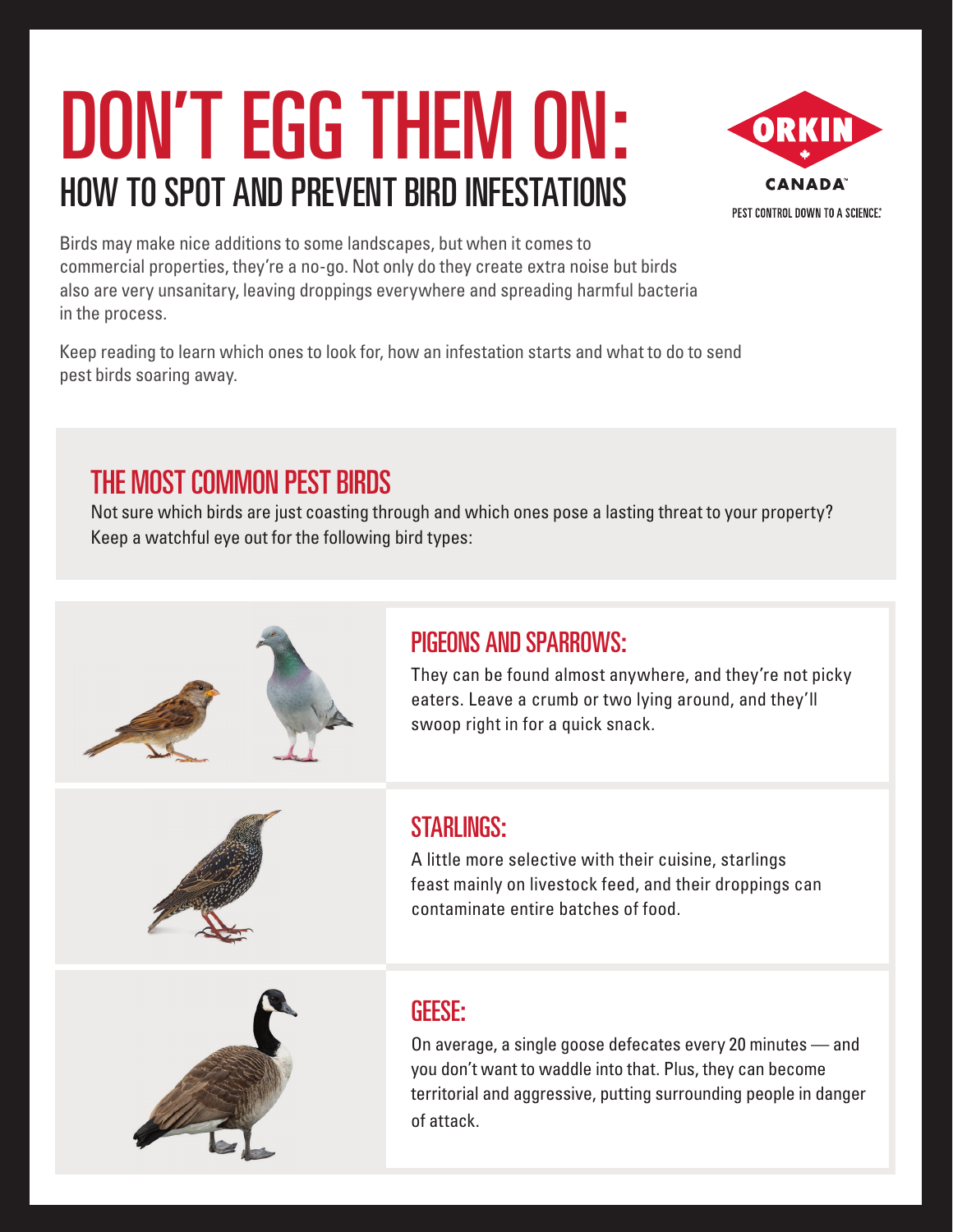# DON'T EGG THEM ON:

## HOW TO SPOT AND PREVENT BIRD INFESTATIONS

ORKIN CANADA™
PEST CONTROL DOWN TO A SCIENCE.®

Birds may make nice additions to some landscapes, but when it comes to commercial properties, they're a no-go. Not only do they create extra noise but birds also are very unsanitary, leaving droppings everywhere and spreading harmful bacteria in the process.

Keep reading to learn which ones to look for, how an infestation starts and what to do to send pest birds soaring away.

## THE MOST COMMON PEST BIRDS

Not sure which birds are just coasting through and which ones pose a lasting threat to your property? Keep a watchful eye out for the following bird types:

### PIGEONS AND SPARROWS:

They can be found almost anywhere, and they're not picky eaters. Leave a crumb or two lying around, and they'll swoop right in for a quick snack.

### STARLINGS:

A little more selective with their cuisine, starlings feast mainly on livestock feed, and their droppings can contaminate entire batches of food.

### GEESE:

On average, a single goose defecates every 20 minutes — and you don't want to waddle into that. Plus, they can become territorial and aggressive, putting surrounding people in danger of attack.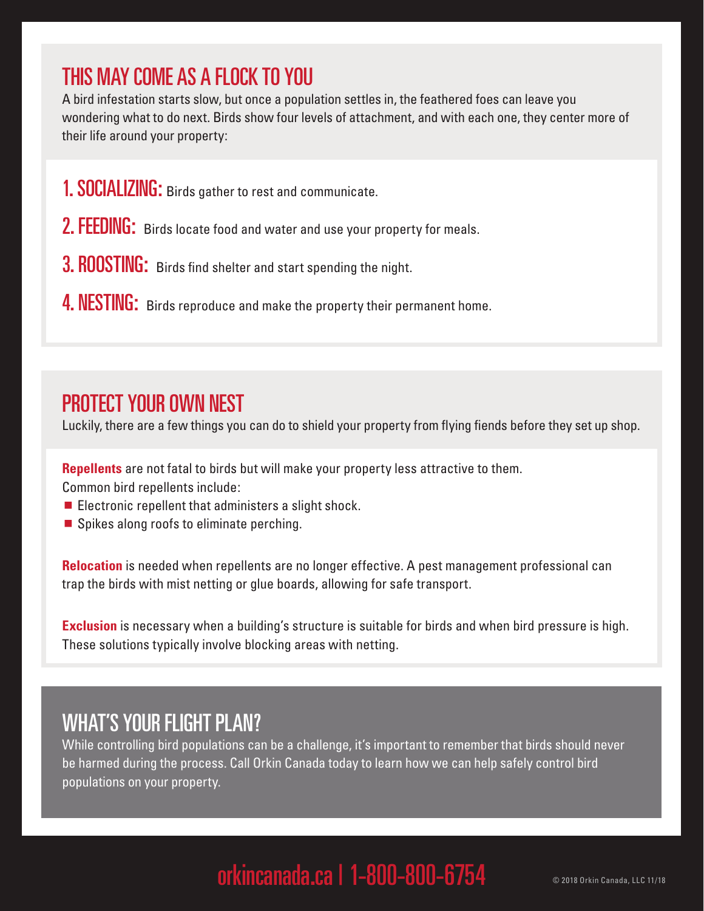## THIS MAY COME AS A FLOCK TO YOU

A bird infestation starts slow, but once a population settles in, the feathered foes can leave you wondering what to do next. Birds show four levels of attachment, and with each one, they center more of their life around your property:

**1. SOCIALIZING:** Birds gather to rest and communicate.

**2. FEEDING:** Birds locate food and water and use your property for meals.

**3. ROOSTING:** Birds find shelter and start spending the night.

**4. NESTING:** Birds reproduce and make the property their permanent home.

## PROTECT YOUR OWN NEST

Luckily, there are a few things you can do to shield your property from flying fiends before they set up shop.

**Repellents** are not fatal to birds but will make your property less attractive to them. Common bird repellents include:

- Electronic repellent that administers a slight shock.
- Spikes along roofs to eliminate perching.

**Relocation** is needed when repellents are no longer effective. A pest management professional can trap the birds with mist netting or glue boards, allowing for safe transport.

**Exclusion** is necessary when a building's structure is suitable for birds and when bird pressure is high. These solutions typically involve blocking areas with netting.

## WHAT'S YOUR FLIGHT PLAN?

While controlling bird populations can be a challenge, it's important to remember that birds should never be harmed during the process. Call Orkin Canada today to learn how we can help safely control bird populations on your property.

orkincanada.ca | 1-800-800-6754

© 2018 Orkin Canada, LLC 11/18